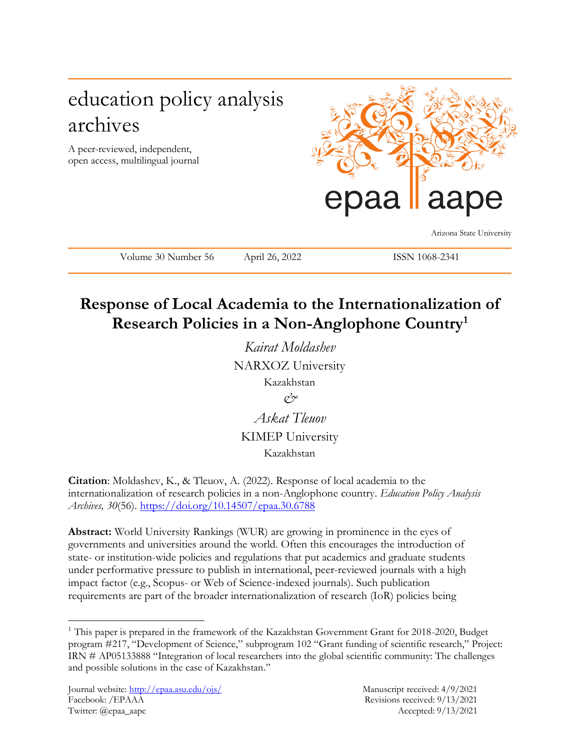education policy analysis archives

A peer-reviewed, independent, open access, multilingual journal

epaa aape

Arizona State University

Volume 30 Number 56 April 26, 2022 ISSN 1068-2341

# Response of Local Academia to the Internationalization of Research Policies in a Non-Anglophone Country[1]

*Kairat Moldashev*
NARXOZ University
Kazakhstan

*&*

*Askat Tleuov*
KIMEP University
Kazakhstan

**Citation**: Moldashev, K., & Tleuov, A. (2022). Response of local academia to the internationalization of research policies in a non-Anglophone country. *Education Policy Analysis Archives, 30*(56). https://doi.org/10.14507/epaa.30.6788

**Abstract:** World University Rankings (WUR) are growing in prominence in the eyes of governments and universities around the world. Often this encourages the introduction of state- or institution-wide policies and regulations that put academics and graduate students under performative pressure to publish in international, peer-reviewed journals with a high impact factor (e.g., Scopus- or Web of Science-indexed journals). Such publication requirements are part of the broader internationalization of research (IoR) policies being

[1] This paper is prepared in the framework of the Kazakhstan Government Grant for 2018-2020, Budget program #217, "Development of Science," subprogram 102 "Grant funding of scientific research," Project: IRN # AP05133888 "Integration of local researchers into the global scientific community: The challenges and possible solutions in the case of Kazakhstan."

Journal website: http://epaa.asu.edu/ojs/
Facebook: /EPAA
Twitter: @epaa_aape

Manuscript received: 4/9/2021
Revisions received: 9/13/2021
Accepted: 9/13/2021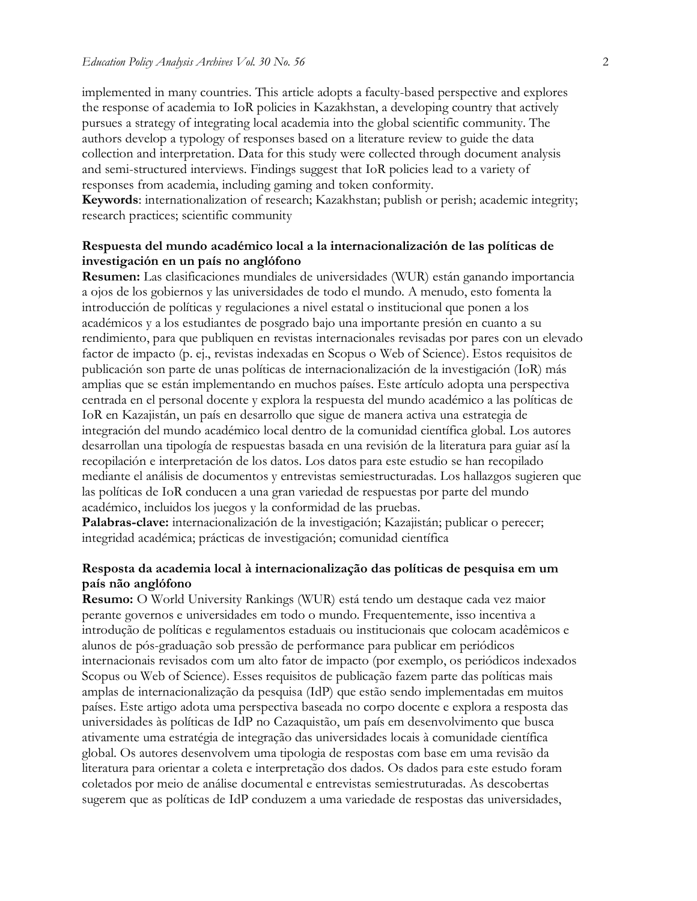implemented in many countries. This article adopts a faculty-based perspective and explores the response of academia to IoR policies in Kazakhstan, a developing country that actively pursues a strategy of integrating local academia into the global scientific community. The authors develop a typology of responses based on a literature review to guide the data collection and interpretation. Data for this study were collected through document analysis and semi-structured interviews. Findings suggest that IoR policies lead to a variety of responses from academia, including gaming and token conformity.

**Keywords**: internationalization of research; Kazakhstan; publish or perish; academic integrity; research practices; scientific community

### Respuesta del mundo académico local a la internacionalización de las políticas de investigación en un país no anglófono

**Resumen:** Las clasificaciones mundiales de universidades (WUR) están ganando importancia a ojos de los gobiernos y las universidades de todo el mundo. A menudo, esto fomenta la introducción de políticas y regulaciones a nivel estatal o institucional que ponen a los académicos y a los estudiantes de posgrado bajo una importante presión en cuanto a su rendimiento, para que publiquen en revistas internacionales revisadas por pares con un elevado factor de impacto (p. ej., revistas indexadas en Scopus o Web of Science). Estos requisitos de publicación son parte de unas políticas de internacionalización de la investigación (IoR) más amplias que se están implementando en muchos países. Este artículo adopta una perspectiva centrada en el personal docente y explora la respuesta del mundo académico a las políticas de IoR en Kazajistán, un país en desarrollo que sigue de manera activa una estrategia de integración del mundo académico local dentro de la comunidad científica global. Los autores desarrollan una tipología de respuestas basada en una revisión de la literatura para guiar así la recopilación e interpretación de los datos. Los datos para este estudio se han recopilado mediante el análisis de documentos y entrevistas semiestructuradas. Los hallazgos sugieren que las políticas de IoR conducen a una gran variedad de respuestas por parte del mundo académico, incluidos los juegos y la conformidad de las pruebas.

**Palabras-clave:** internacionalización de la investigación; Kazajistán; publicar o perecer; integridad académica; prácticas de investigación; comunidad científica

### Resposta da academia local à internacionalização das políticas de pesquisa em um país não anglófono

**Resumo:** O World University Rankings (WUR) está tendo um destaque cada vez maior perante governos e universidades em todo o mundo. Frequentemente, isso incentiva a introdução de políticas e regulamentos estaduais ou institucionais que colocam acadêmicos e alunos de pós-graduação sob pressão de performance para publicar em periódicos internacionais revisados com um alto fator de impacto (por exemplo, os periódicos indexados Scopus ou Web of Science). Esses requisitos de publicação fazem parte das políticas mais amplas de internacionalização da pesquisa (IdP) que estão sendo implementadas em muitos países. Este artigo adota uma perspectiva baseada no corpo docente e explora a resposta das universidades às políticas de IdP no Cazaquistão, um país em desenvolvimento que busca ativamente uma estratégia de integração das universidades locais à comunidade científica global. Os autores desenvolvem uma tipologia de respostas com base em uma revisão da literatura para orientar a coleta e interpretação dos dados. Os dados para este estudo foram coletados por meio de análise documental e entrevistas semiestruturadas. As descobertas sugerem que as políticas de IdP conduzem a uma variedade de respostas das universidades,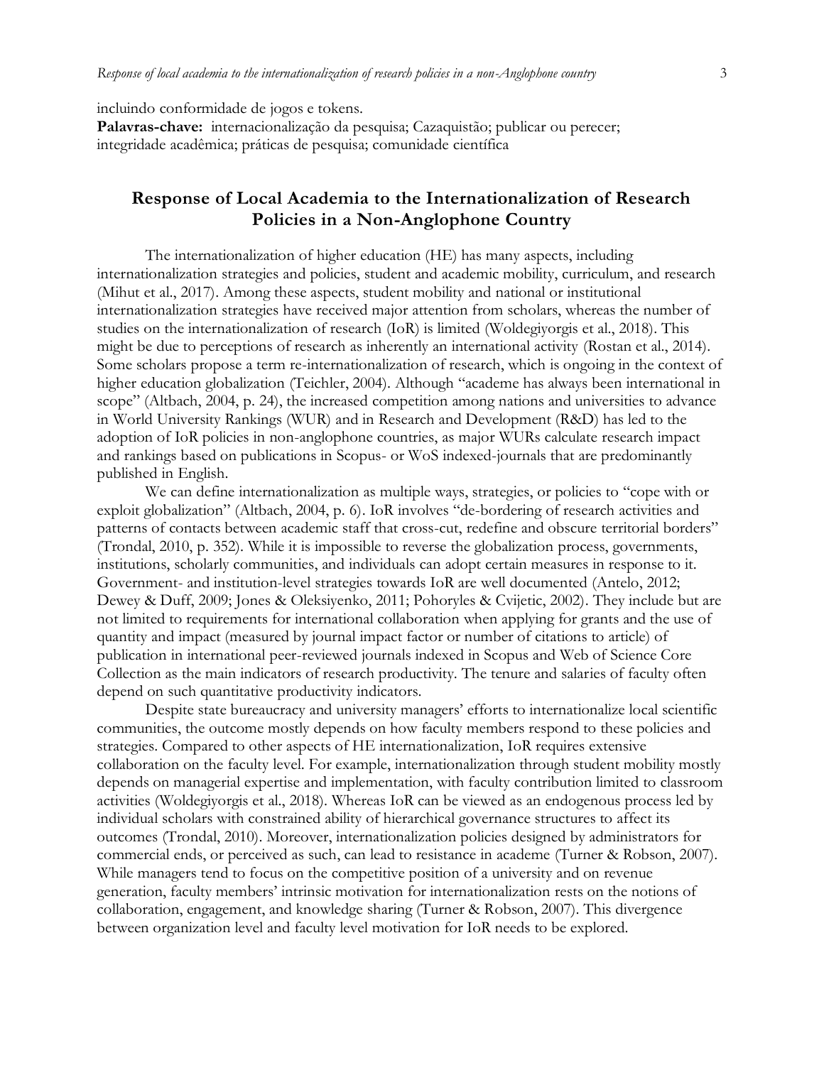incluindo conformidade de jogos e tokens.

**Palavras-chave:** internacionalização da pesquisa; Cazaquistão; publicar ou perecer; integridade acadêmica; práticas de pesquisa; comunidade científica

## Response of Local Academia to the Internationalization of Research Policies in a Non-Anglophone Country

The internationalization of higher education (HE) has many aspects, including internationalization strategies and policies, student and academic mobility, curriculum, and research (Mihut et al., 2017). Among these aspects, student mobility and national or institutional internationalization strategies have received major attention from scholars, whereas the number of studies on the internationalization of research (IoR) is limited (Woldegiyorgis et al., 2018). This might be due to perceptions of research as inherently an international activity (Rostan et al., 2014). Some scholars propose a term re-internationalization of research, which is ongoing in the context of higher education globalization (Teichler, 2004). Although "academe has always been international in scope" (Altbach, 2004, p. 24), the increased competition among nations and universities to advance in World University Rankings (WUR) and in Research and Development (R&D) has led to the adoption of IoR policies in non-anglophone countries, as major WURs calculate research impact and rankings based on publications in Scopus- or WoS indexed-journals that are predominantly published in English.

We can define internationalization as multiple ways, strategies, or policies to "cope with or exploit globalization" (Altbach, 2004, p. 6). IoR involves "de-bordering of research activities and patterns of contacts between academic staff that cross-cut, redefine and obscure territorial borders" (Trondal, 2010, p. 352). While it is impossible to reverse the globalization process, governments, institutions, scholarly communities, and individuals can adopt certain measures in response to it. Government- and institution-level strategies towards IoR are well documented (Antelo, 2012; Dewey & Duff, 2009; Jones & Oleksiyenko, 2011; Pohoryles & Cvijetic, 2002). They include but are not limited to requirements for international collaboration when applying for grants and the use of quantity and impact (measured by journal impact factor or number of citations to article) of publication in international peer-reviewed journals indexed in Scopus and Web of Science Core Collection as the main indicators of research productivity. The tenure and salaries of faculty often depend on such quantitative productivity indicators.

Despite state bureaucracy and university managers' efforts to internationalize local scientific communities, the outcome mostly depends on how faculty members respond to these policies and strategies. Compared to other aspects of HE internationalization, IoR requires extensive collaboration on the faculty level. For example, internationalization through student mobility mostly depends on managerial expertise and implementation, with faculty contribution limited to classroom activities (Woldegiyorgis et al., 2018). Whereas IoR can be viewed as an endogenous process led by individual scholars with constrained ability of hierarchical governance structures to affect its outcomes (Trondal, 2010). Moreover, internationalization policies designed by administrators for commercial ends, or perceived as such, can lead to resistance in academe (Turner & Robson, 2007). While managers tend to focus on the competitive position of a university and on revenue generation, faculty members' intrinsic motivation for internationalization rests on the notions of collaboration, engagement, and knowledge sharing (Turner & Robson, 2007). This divergence between organization level and faculty level motivation for IoR needs to be explored.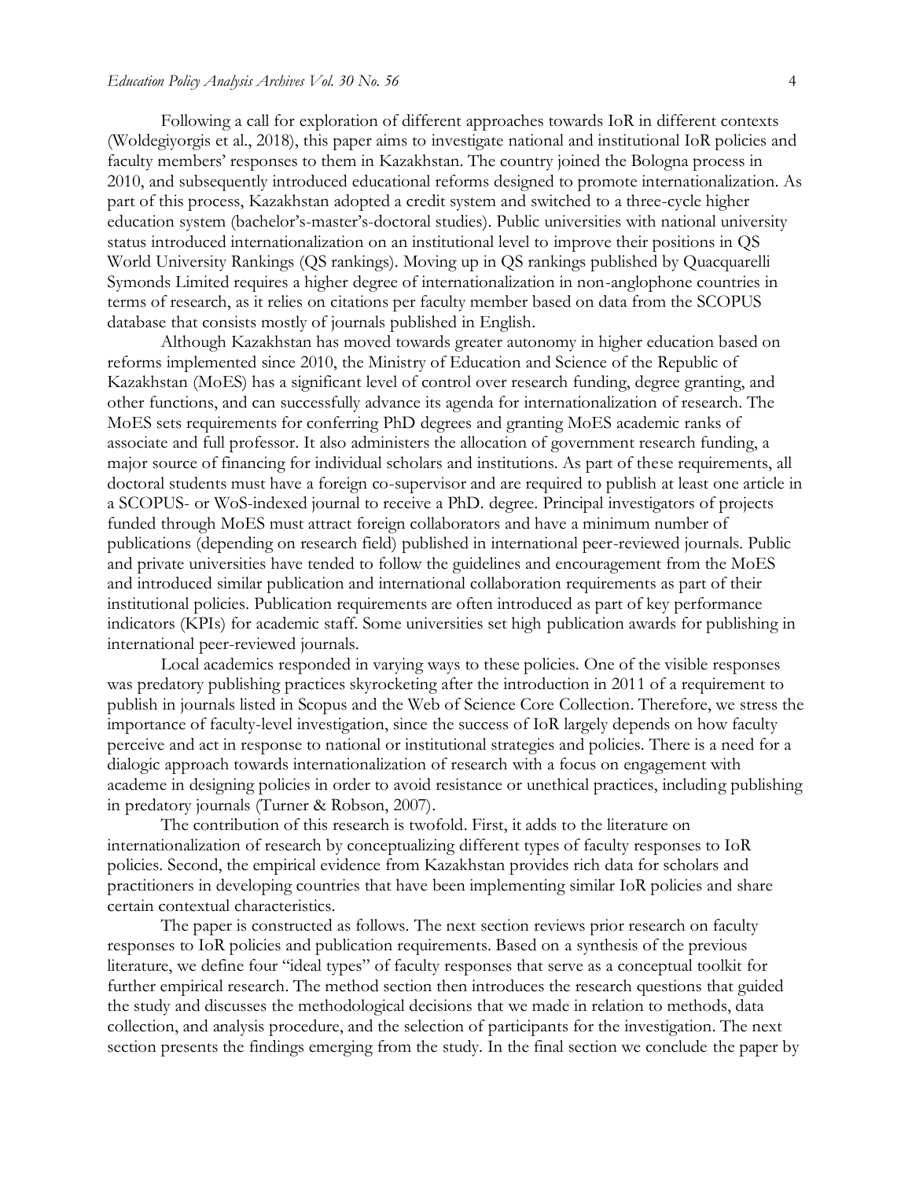Following a call for exploration of different approaches towards IoR in different contexts (Woldegiyorgis et al., 2018), this paper aims to investigate national and institutional IoR policies and faculty members' responses to them in Kazakhstan. The country joined the Bologna process in 2010, and subsequently introduced educational reforms designed to promote internationalization. As part of this process, Kazakhstan adopted a credit system and switched to a three-cycle higher education system (bachelor's-master's-doctoral studies). Public universities with national university status introduced internationalization on an institutional level to improve their positions in QS World University Rankings (QS rankings). Moving up in QS rankings published by Quacquarelli Symonds Limited requires a higher degree of internationalization in non-anglophone countries in terms of research, as it relies on citations per faculty member based on data from the SCOPUS database that consists mostly of journals published in English.

Although Kazakhstan has moved towards greater autonomy in higher education based on reforms implemented since 2010, the Ministry of Education and Science of the Republic of Kazakhstan (MoES) has a significant level of control over research funding, degree granting, and other functions, and can successfully advance its agenda for internationalization of research. The MoES sets requirements for conferring PhD degrees and granting MoES academic ranks of associate and full professor. It also administers the allocation of government research funding, a major source of financing for individual scholars and institutions. As part of these requirements, all doctoral students must have a foreign co-supervisor and are required to publish at least one article in a SCOPUS- or WoS-indexed journal to receive a PhD. degree. Principal investigators of projects funded through MoES must attract foreign collaborators and have a minimum number of publications (depending on research field) published in international peer-reviewed journals. Public and private universities have tended to follow the guidelines and encouragement from the MoES and introduced similar publication and international collaboration requirements as part of their institutional policies. Publication requirements are often introduced as part of key performance indicators (KPIs) for academic staff. Some universities set high publication awards for publishing in international peer-reviewed journals.

Local academics responded in varying ways to these policies. One of the visible responses was predatory publishing practices skyrocketing after the introduction in 2011 of a requirement to publish in journals listed in Scopus and the Web of Science Core Collection. Therefore, we stress the importance of faculty-level investigation, since the success of IoR largely depends on how faculty perceive and act in response to national or institutional strategies and policies. There is a need for a dialogic approach towards internationalization of research with a focus on engagement with academe in designing policies in order to avoid resistance or unethical practices, including publishing in predatory journals (Turner & Robson, 2007).

The contribution of this research is twofold. First, it adds to the literature on internationalization of research by conceptualizing different types of faculty responses to IoR policies. Second, the empirical evidence from Kazakhstan provides rich data for scholars and practitioners in developing countries that have been implementing similar IoR policies and share certain contextual characteristics.

The paper is constructed as follows. The next section reviews prior research on faculty responses to IoR policies and publication requirements. Based on a synthesis of the previous literature, we define four "ideal types" of faculty responses that serve as a conceptual toolkit for further empirical research. The method section then introduces the research questions that guided the study and discusses the methodological decisions that we made in relation to methods, data collection, and analysis procedure, and the selection of participants for the investigation. The next section presents the findings emerging from the study. In the final section we conclude the paper by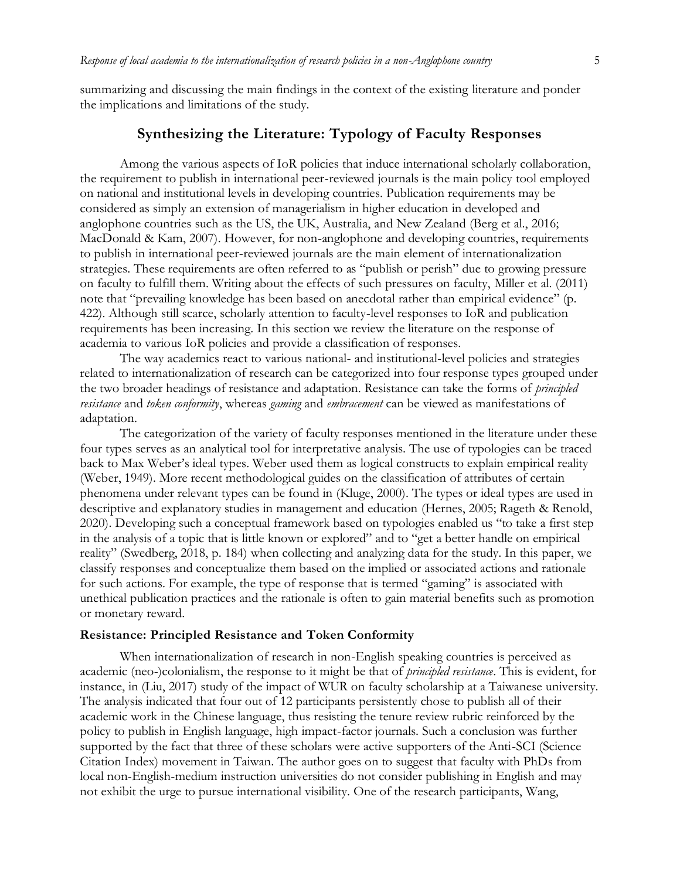summarizing and discussing the main findings in the context of the existing literature and ponder the implications and limitations of the study.

## Synthesizing the Literature: Typology of Faculty Responses

Among the various aspects of IoR policies that induce international scholarly collaboration, the requirement to publish in international peer-reviewed journals is the main policy tool employed on national and institutional levels in developing countries. Publication requirements may be considered as simply an extension of managerialism in higher education in developed and anglophone countries such as the US, the UK, Australia, and New Zealand (Berg et al., 2016; MacDonald & Kam, 2007). However, for non-anglophone and developing countries, requirements to publish in international peer-reviewed journals are the main element of internationalization strategies. These requirements are often referred to as "publish or perish" due to growing pressure on faculty to fulfill them. Writing about the effects of such pressures on faculty, Miller et al. (2011) note that "prevailing knowledge has been based on anecdotal rather than empirical evidence" (p. 422). Although still scarce, scholarly attention to faculty-level responses to IoR and publication requirements has been increasing. In this section we review the literature on the response of academia to various IoR policies and provide a classification of responses.

The way academics react to various national- and institutional-level policies and strategies related to internationalization of research can be categorized into four response types grouped under the two broader headings of resistance and adaptation. Resistance can take the forms of *principled resistance* and *token conformity*, whereas *gaming* and *embracement* can be viewed as manifestations of adaptation.

The categorization of the variety of faculty responses mentioned in the literature under these four types serves as an analytical tool for interpretative analysis. The use of typologies can be traced back to Max Weber's ideal types. Weber used them as logical constructs to explain empirical reality (Weber, 1949). More recent methodological guides on the classification of attributes of certain phenomena under relevant types can be found in (Kluge, 2000). The types or ideal types are used in descriptive and explanatory studies in management and education (Hernes, 2005; Rageth & Renold, 2020). Developing such a conceptual framework based on typologies enabled us "to take a first step in the analysis of a topic that is little known or explored" and to "get a better handle on empirical reality" (Swedberg, 2018, p. 184) when collecting and analyzing data for the study. In this paper, we classify responses and conceptualize them based on the implied or associated actions and rationale for such actions. For example, the type of response that is termed "gaming" is associated with unethical publication practices and the rationale is often to gain material benefits such as promotion or monetary reward.

### Resistance: Principled Resistance and Token Conformity

When internationalization of research in non-English speaking countries is perceived as academic (neo-)colonialism, the response to it might be that of *principled resistance*. This is evident, for instance, in (Liu, 2017) study of the impact of WUR on faculty scholarship at a Taiwanese university. The analysis indicated that four out of 12 participants persistently chose to publish all of their academic work in the Chinese language, thus resisting the tenure review rubric reinforced by the policy to publish in English language, high impact-factor journals. Such a conclusion was further supported by the fact that three of these scholars were active supporters of the Anti-SCI (Science Citation Index) movement in Taiwan. The author goes on to suggest that faculty with PhDs from local non-English-medium instruction universities do not consider publishing in English and may not exhibit the urge to pursue international visibility. One of the research participants, Wang,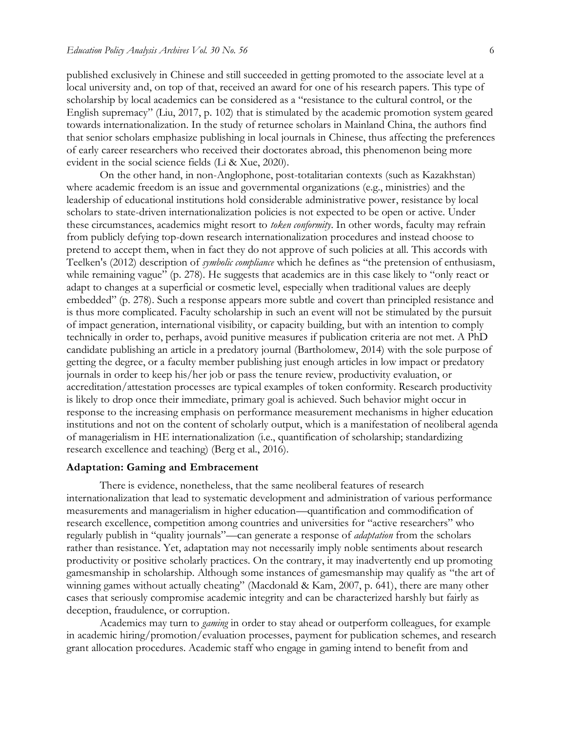published exclusively in Chinese and still succeeded in getting promoted to the associate level at a local university and, on top of that, received an award for one of his research papers. This type of scholarship by local academics can be considered as a "resistance to the cultural control, or the English supremacy" (Liu, 2017, p. 102) that is stimulated by the academic promotion system geared towards internationalization. In the study of returnee scholars in Mainland China, the authors find that senior scholars emphasize publishing in local journals in Chinese, thus affecting the preferences of early career researchers who received their doctorates abroad, this phenomenon being more evident in the social science fields (Li & Xue, 2020).

On the other hand, in non-Anglophone, post-totalitarian contexts (such as Kazakhstan) where academic freedom is an issue and governmental organizations (e.g., ministries) and the leadership of educational institutions hold considerable administrative power, resistance by local scholars to state-driven internationalization policies is not expected to be open or active. Under these circumstances, academics might resort to *token conformity*. In other words, faculty may refrain from publicly defying top-down research internationalization procedures and instead choose to pretend to accept them, when in fact they do not approve of such policies at all. This accords with Teelken's (2012) description of *symbolic compliance* which he defines as "the pretension of enthusiasm, while remaining vague" (p. 278). He suggests that academics are in this case likely to "only react or adapt to changes at a superficial or cosmetic level, especially when traditional values are deeply embedded" (p. 278). Such a response appears more subtle and covert than principled resistance and is thus more complicated. Faculty scholarship in such an event will not be stimulated by the pursuit of impact generation, international visibility, or capacity building, but with an intention to comply technically in order to, perhaps, avoid punitive measures if publication criteria are not met. A PhD candidate publishing an article in a predatory journal (Bartholomew, 2014) with the sole purpose of getting the degree, or a faculty member publishing just enough articles in low impact or predatory journals in order to keep his/her job or pass the tenure review, productivity evaluation, or accreditation/attestation processes are typical examples of token conformity. Research productivity is likely to drop once their immediate, primary goal is achieved. Such behavior might occur in response to the increasing emphasis on performance measurement mechanisms in higher education institutions and not on the content of scholarly output, which is a manifestation of neoliberal agenda of managerialism in HE internationalization (i.e., quantification of scholarship; standardizing research excellence and teaching) (Berg et al., 2016).

### Adaptation: Gaming and Embracement

There is evidence, nonetheless, that the same neoliberal features of research internationalization that lead to systematic development and administration of various performance measurements and managerialism in higher education—quantification and commodification of research excellence, competition among countries and universities for "active researchers" who regularly publish in "quality journals"—can generate a response of *adaptation* from the scholars rather than resistance. Yet, adaptation may not necessarily imply noble sentiments about research productivity or positive scholarly practices. On the contrary, it may inadvertently end up promoting gamesmanship in scholarship. Although some instances of gamesmanship may qualify as "the art of winning games without actually cheating" (Macdonald & Kam, 2007, p. 641), there are many other cases that seriously compromise academic integrity and can be characterized harshly but fairly as deception, fraudulence, or corruption.

Academics may turn to *gaming* in order to stay ahead or outperform colleagues, for example in academic hiring/promotion/evaluation processes, payment for publication schemes, and research grant allocation procedures. Academic staff who engage in gaming intend to benefit from and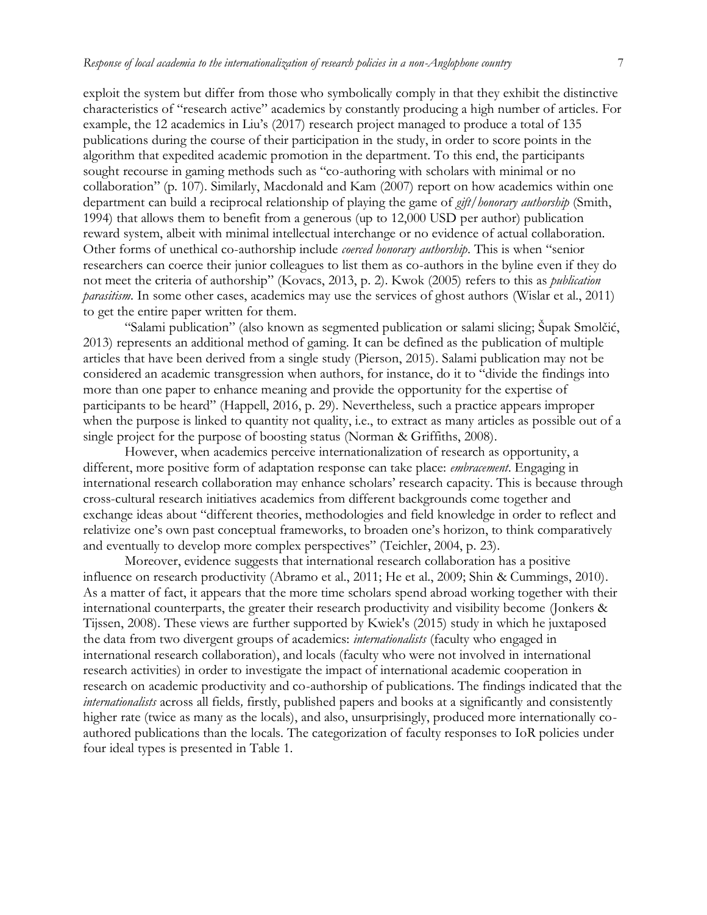exploit the system but differ from those who symbolically comply in that they exhibit the distinctive characteristics of "research active" academics by constantly producing a high number of articles. For example, the 12 academics in Liu's (2017) research project managed to produce a total of 135 publications during the course of their participation in the study, in order to score points in the algorithm that expedited academic promotion in the department. To this end, the participants sought recourse in gaming methods such as "co-authoring with scholars with minimal or no collaboration" (p. 107). Similarly, Macdonald and Kam (2007) report on how academics within one department can build a reciprocal relationship of playing the game of *gift/honorary authorship* (Smith, 1994) that allows them to benefit from a generous (up to 12,000 USD per author) publication reward system, albeit with minimal intellectual interchange or no evidence of actual collaboration. Other forms of unethical co-authorship include *coerced honorary authorship*. This is when "senior researchers can coerce their junior colleagues to list them as co-authors in the byline even if they do not meet the criteria of authorship" (Kovacs, 2013, p. 2). Kwok (2005) refers to this as *publication parasitism*. In some other cases, academics may use the services of ghost authors (Wislar et al., 2011) to get the entire paper written for them.

"Salami publication" (also known as segmented publication or salami slicing; Šupak Smolčić, 2013) represents an additional method of gaming. It can be defined as the publication of multiple articles that have been derived from a single study (Pierson, 2015). Salami publication may not be considered an academic transgression when authors, for instance, do it to "divide the findings into more than one paper to enhance meaning and provide the opportunity for the expertise of participants to be heard" (Happell, 2016, p. 29). Nevertheless, such a practice appears improper when the purpose is linked to quantity not quality, i.e., to extract as many articles as possible out of a single project for the purpose of boosting status (Norman & Griffiths, 2008).

However, when academics perceive internationalization of research as opportunity, a different, more positive form of adaptation response can take place: *embracement*. Engaging in international research collaboration may enhance scholars' research capacity. This is because through cross-cultural research initiatives academics from different backgrounds come together and exchange ideas about "different theories, methodologies and field knowledge in order to reflect and relativize one's own past conceptual frameworks, to broaden one's horizon, to think comparatively and eventually to develop more complex perspectives" (Teichler, 2004, p. 23).

Moreover, evidence suggests that international research collaboration has a positive influence on research productivity (Abramo et al., 2011; He et al., 2009; Shin & Cummings, 2010). As a matter of fact, it appears that the more time scholars spend abroad working together with their international counterparts, the greater their research productivity and visibility become (Jonkers & Tijssen, 2008). These views are further supported by Kwiek's (2015) study in which he juxtaposed the data from two divergent groups of academics: *internationalists* (faculty who engaged in international research collaboration), and locals (faculty who were not involved in international research activities) in order to investigate the impact of international academic cooperation in research on academic productivity and co-authorship of publications. The findings indicated that the *internationalists* across all fields*,* firstly, published papers and books at a significantly and consistently higher rate (twice as many as the locals), and also, unsurprisingly, produced more internationally co-authored publications than the locals. The categorization of faculty responses to IoR policies under four ideal types is presented in Table 1.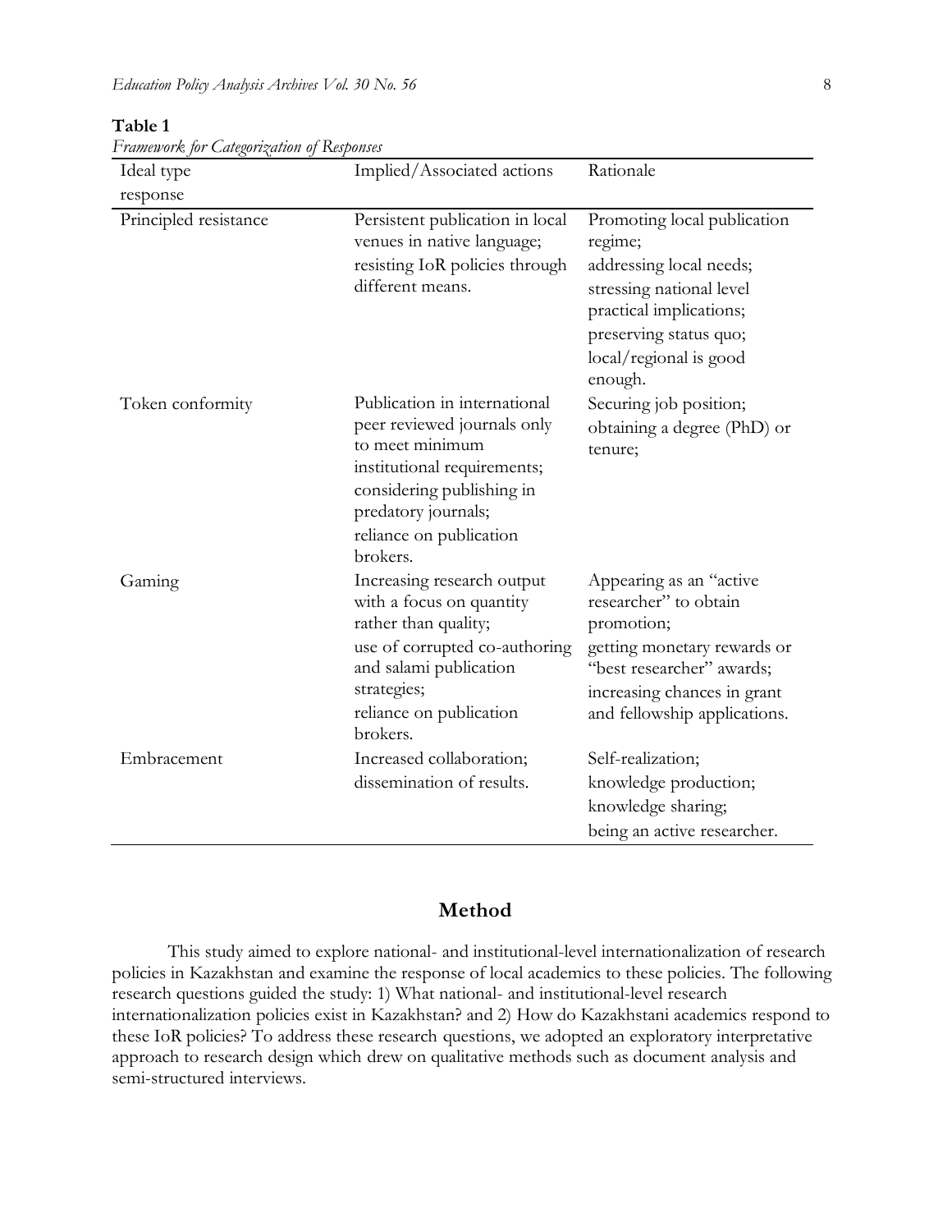**Table 1**

*Framework for Categorization of Responses*

| Ideal type response | Implied/Associated actions | Rationale |
|---|---|---|
| Principled resistance | Persistent publication in local venues in native language; resisting IoR policies through different means. | Promoting local publication regime; addressing local needs; stressing national level practical implications; preserving status quo; local/regional is good enough. |
| Token conformity | Publication in international peer reviewed journals only to meet minimum institutional requirements; considering publishing in predatory journals; reliance on publication brokers. | Securing job position; obtaining a degree (PhD) or tenure; |
| Gaming | Increasing research output with a focus on quantity rather than quality; use of corrupted co-authoring and salami publication strategies; reliance on publication brokers. | Appearing as an "active researcher" to obtain promotion; getting monetary rewards or "best researcher" awards; increasing chances in grant and fellowship applications. |
| Embracement | Increased collaboration; dissemination of results. | Self-realization; knowledge production; knowledge sharing; being an active researcher. |

## Method

This study aimed to explore national- and institutional-level internationalization of research policies in Kazakhstan and examine the response of local academics to these policies. The following research questions guided the study: 1) What national- and institutional-level research internationalization policies exist in Kazakhstan? and 2) How do Kazakhstani academics respond to these IoR policies? To address these research questions, we adopted an exploratory interpretative approach to research design which drew on qualitative methods such as document analysis and semi-structured interviews.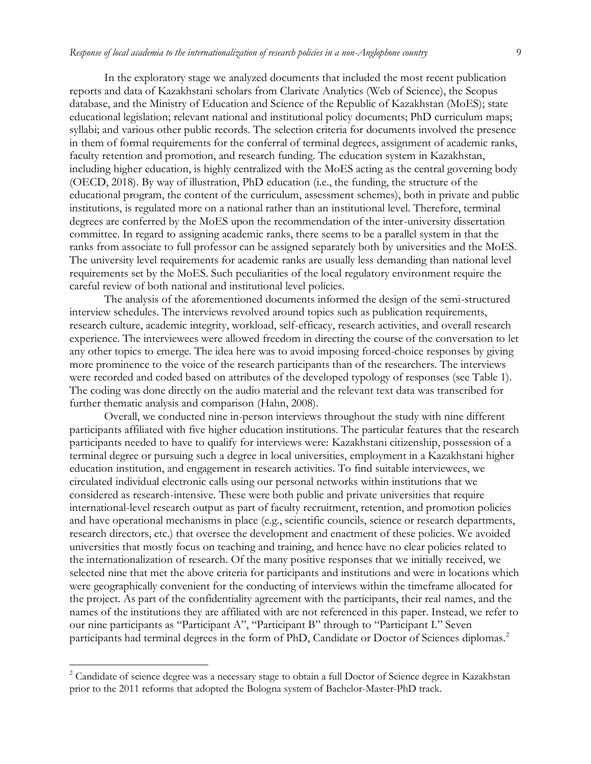In the exploratory stage we analyzed documents that included the most recent publication reports and data of Kazakhstani scholars from Clarivate Analytics (Web of Science), the Scopus database, and the Ministry of Education and Science of the Republic of Kazakhstan (MoES); state educational legislation; relevant national and institutional policy documents; PhD curriculum maps; syllabi; and various other public records. The selection criteria for documents involved the presence in them of formal requirements for the conferral of terminal degrees, assignment of academic ranks, faculty retention and promotion, and research funding. The education system in Kazakhstan, including higher education, is highly centralized with the MoES acting as the central governing body (OECD, 2018). By way of illustration, PhD education (i.e., the funding, the structure of the educational program, the content of the curriculum, assessment schemes), both in private and public institutions, is regulated more on a national rather than an institutional level. Therefore, terminal degrees are conferred by the MoES upon the recommendation of the inter-university dissertation committee. In regard to assigning academic ranks, there seems to be a parallel system in that the ranks from associate to full professor can be assigned separately both by universities and the MoES. The university level requirements for academic ranks are usually less demanding than national level requirements set by the MoES. Such peculiarities of the local regulatory environment require the careful review of both national and institutional level policies.

The analysis of the aforementioned documents informed the design of the semi-structured interview schedules. The interviews revolved around topics such as publication requirements, research culture, academic integrity, workload, self-efficacy, research activities, and overall research experience. The interviewees were allowed freedom in directing the course of the conversation to let any other topics to emerge. The idea here was to avoid imposing forced-choice responses by giving more prominence to the voice of the research participants than of the researchers. The interviews were recorded and coded based on attributes of the developed typology of responses (see Table 1). The coding was done directly on the audio material and the relevant text data was transcribed for further thematic analysis and comparison (Hahn, 2008).

Overall, we conducted nine in-person interviews throughout the study with nine different participants affiliated with five higher education institutions. The particular features that the research participants needed to have to qualify for interviews were: Kazakhstani citizenship, possession of a terminal degree or pursuing such a degree in local universities, employment in a Kazakhstani higher education institution, and engagement in research activities. To find suitable interviewees, we circulated individual electronic calls using our personal networks within institutions that we considered as research-intensive. These were both public and private universities that require international-level research output as part of faculty recruitment, retention, and promotion policies and have operational mechanisms in place (e.g., scientific councils, science or research departments, research directors, etc.) that oversee the development and enactment of these policies. We avoided universities that mostly focus on teaching and training, and hence have no clear policies related to the internationalization of research. Of the many positive responses that we initially received, we selected nine that met the above criteria for participants and institutions and were in locations which were geographically convenient for the conducting of interviews within the timeframe allocated for the project. As part of the confidentiality agreement with the participants, their real names, and the names of the institutions they are affiliated with are not referenced in this paper. Instead, we refer to our nine participants as "Participant A", "Participant B" through to "Participant I." Seven participants had terminal degrees in the form of PhD, Candidate or Doctor of Sciences diplomas.[2]

[2] Candidate of science degree was a necessary stage to obtain a full Doctor of Science degree in Kazakhstan prior to the 2011 reforms that adopted the Bologna system of Bachelor-Master-PhD track.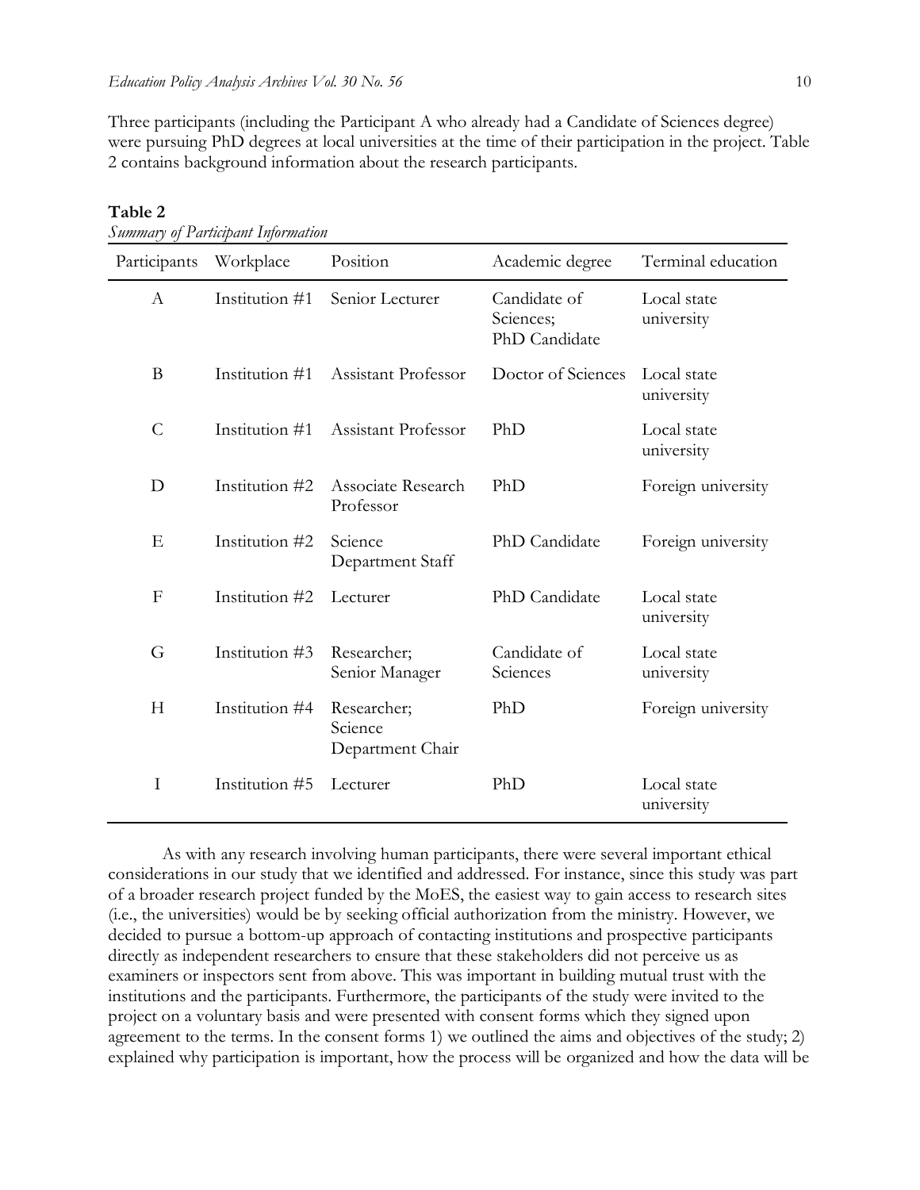Three participants (including the Participant A who already had a Candidate of Sciences degree) were pursuing PhD degrees at local universities at the time of their participation in the project. Table 2 contains background information about the research participants.

**Table 2**
*Summary of Participant Information*

| Participants | Workplace | Position | Academic degree | Terminal education |
|---|---|---|---|---|
| A | Institution #1 | Senior Lecturer | Candidate of Sciences; PhD Candidate | Local state university |
| B | Institution #1 | Assistant Professor | Doctor of Sciences | Local state university |
| C | Institution #1 | Assistant Professor | PhD | Local state university |
| D | Institution #2 | Associate Research Professor | PhD | Foreign university |
| E | Institution #2 | Science Department Staff | PhD Candidate | Foreign university |
| F | Institution #2 | Lecturer | PhD Candidate | Local state university |
| G | Institution #3 | Researcher; Senior Manager | Candidate of Sciences | Local state university |
| H | Institution #4 | Researcher; Science Department Chair | PhD | Foreign university |
| I | Institution #5 | Lecturer | PhD | Local state university |

As with any research involving human participants, there were several important ethical considerations in our study that we identified and addressed. For instance, since this study was part of a broader research project funded by the MoES, the easiest way to gain access to research sites (i.e., the universities) would be by seeking official authorization from the ministry. However, we decided to pursue a bottom-up approach of contacting institutions and prospective participants directly as independent researchers to ensure that these stakeholders did not perceive us as examiners or inspectors sent from above. This was important in building mutual trust with the institutions and the participants. Furthermore, the participants of the study were invited to the project on a voluntary basis and were presented with consent forms which they signed upon agreement to the terms. In the consent forms 1) we outlined the aims and objectives of the study; 2) explained why participation is important, how the process will be organized and how the data will be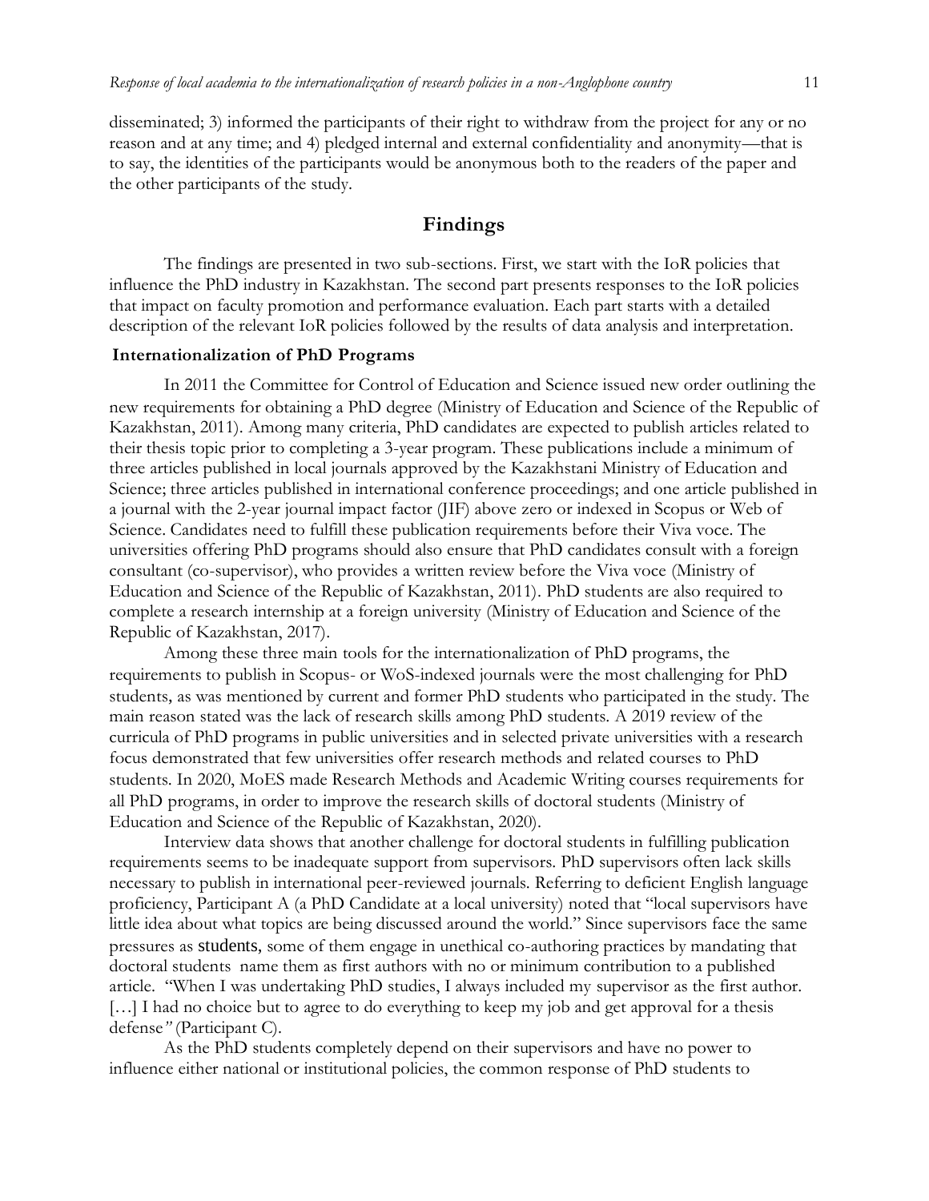disseminated; 3) informed the participants of their right to withdraw from the project for any or no reason and at any time; and 4) pledged internal and external confidentiality and anonymity—that is to say, the identities of the participants would be anonymous both to the readers of the paper and the other participants of the study.

## Findings

The findings are presented in two sub-sections. First, we start with the IoR policies that influence the PhD industry in Kazakhstan. The second part presents responses to the IoR policies that impact on faculty promotion and performance evaluation. Each part starts with a detailed description of the relevant IoR policies followed by the results of data analysis and interpretation.

### Internationalization of PhD Programs

In 2011 the Committee for Control of Education and Science issued new order outlining the new requirements for obtaining a PhD degree (Ministry of Education and Science of the Republic of Kazakhstan, 2011). Among many criteria, PhD candidates are expected to publish articles related to their thesis topic prior to completing a 3-year program. These publications include a minimum of three articles published in local journals approved by the Kazakhstani Ministry of Education and Science; three articles published in international conference proceedings; and one article published in a journal with the 2-year journal impact factor (JIF) above zero or indexed in Scopus or Web of Science. Candidates need to fulfill these publication requirements before their Viva voce. The universities offering PhD programs should also ensure that PhD candidates consult with a foreign consultant (co-supervisor), who provides a written review before the Viva voce (Ministry of Education and Science of the Republic of Kazakhstan, 2011). PhD students are also required to complete a research internship at a foreign university (Ministry of Education and Science of the Republic of Kazakhstan, 2017).

Among these three main tools for the internationalization of PhD programs, the requirements to publish in Scopus- or WoS-indexed journals were the most challenging for PhD students, as was mentioned by current and former PhD students who participated in the study. The main reason stated was the lack of research skills among PhD students. A 2019 review of the curricula of PhD programs in public universities and in selected private universities with a research focus demonstrated that few universities offer research methods and related courses to PhD students. In 2020, MoES made Research Methods and Academic Writing courses requirements for all PhD programs, in order to improve the research skills of doctoral students (Ministry of Education and Science of the Republic of Kazakhstan, 2020).

Interview data shows that another challenge for doctoral students in fulfilling publication requirements seems to be inadequate support from supervisors. PhD supervisors often lack skills necessary to publish in international peer-reviewed journals. Referring to deficient English language proficiency, Participant A (a PhD Candidate at a local university) noted that "local supervisors have little idea about what topics are being discussed around the world." Since supervisors face the same pressures as students, some of them engage in unethical co-authoring practices by mandating that doctoral students name them as first authors with no or minimum contribution to a published article. "When I was undertaking PhD studies, I always included my supervisor as the first author. […] I had no choice but to agree to do everything to keep my job and get approval for a thesis defense" (Participant C).

As the PhD students completely depend on their supervisors and have no power to influence either national or institutional policies, the common response of PhD students to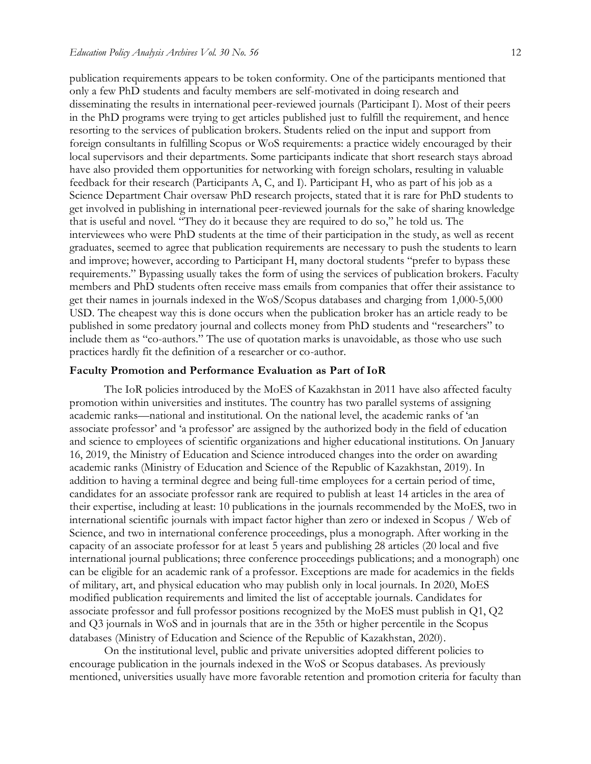publication requirements appears to be token conformity. One of the participants mentioned that only a few PhD students and faculty members are self-motivated in doing research and disseminating the results in international peer-reviewed journals (Participant I). Most of their peers in the PhD programs were trying to get articles published just to fulfill the requirement, and hence resorting to the services of publication brokers. Students relied on the input and support from foreign consultants in fulfilling Scopus or WoS requirements: a practice widely encouraged by their local supervisors and their departments. Some participants indicate that short research stays abroad have also provided them opportunities for networking with foreign scholars, resulting in valuable feedback for their research (Participants A, C, and I). Participant H, who as part of his job as a Science Department Chair oversaw PhD research projects, stated that it is rare for PhD students to get involved in publishing in international peer-reviewed journals for the sake of sharing knowledge that is useful and novel. "They do it because they are required to do so," he told us. The interviewees who were PhD students at the time of their participation in the study, as well as recent graduates, seemed to agree that publication requirements are necessary to push the students to learn and improve; however, according to Participant H, many doctoral students "prefer to bypass these requirements." Bypassing usually takes the form of using the services of publication brokers. Faculty members and PhD students often receive mass emails from companies that offer their assistance to get their names in journals indexed in the WoS/Scopus databases and charging from 1,000-5,000 USD. The cheapest way this is done occurs when the publication broker has an article ready to be published in some predatory journal and collects money from PhD students and "researchers" to include them as "co-authors." The use of quotation marks is unavoidable, as those who use such practices hardly fit the definition of a researcher or co-author.

### Faculty Promotion and Performance Evaluation as Part of IoR

The IoR policies introduced by the MoES of Kazakhstan in 2011 have also affected faculty promotion within universities and institutes. The country has two parallel systems of assigning academic ranks—national and institutional. On the national level, the academic ranks of 'an associate professor' and 'a professor' are assigned by the authorized body in the field of education and science to employees of scientific organizations and higher educational institutions. On January 16, 2019, the Ministry of Education and Science introduced changes into the order on awarding academic ranks (Ministry of Education and Science of the Republic of Kazakhstan, 2019). In addition to having a terminal degree and being full-time employees for a certain period of time, candidates for an associate professor rank are required to publish at least 14 articles in the area of their expertise, including at least: 10 publications in the journals recommended by the MoES, two in international scientific journals with impact factor higher than zero or indexed in Scopus / Web of Science, and two in international conference proceedings, plus a monograph. After working in the capacity of an associate professor for at least 5 years and publishing 28 articles (20 local and five international journal publications; three conference proceedings publications; and a monograph) one can be eligible for an academic rank of a professor. Exceptions are made for academics in the fields of military, art, and physical education who may publish only in local journals. In 2020, MoES modified publication requirements and limited the list of acceptable journals. Candidates for associate professor and full professor positions recognized by the MoES must publish in Q1, Q2 and Q3 journals in WoS and in journals that are in the 35th or higher percentile in the Scopus databases (Ministry of Education and Science of the Republic of Kazakhstan, 2020).

On the institutional level, public and private universities adopted different policies to encourage publication in the journals indexed in the WoS or Scopus databases. As previously mentioned, universities usually have more favorable retention and promotion criteria for faculty than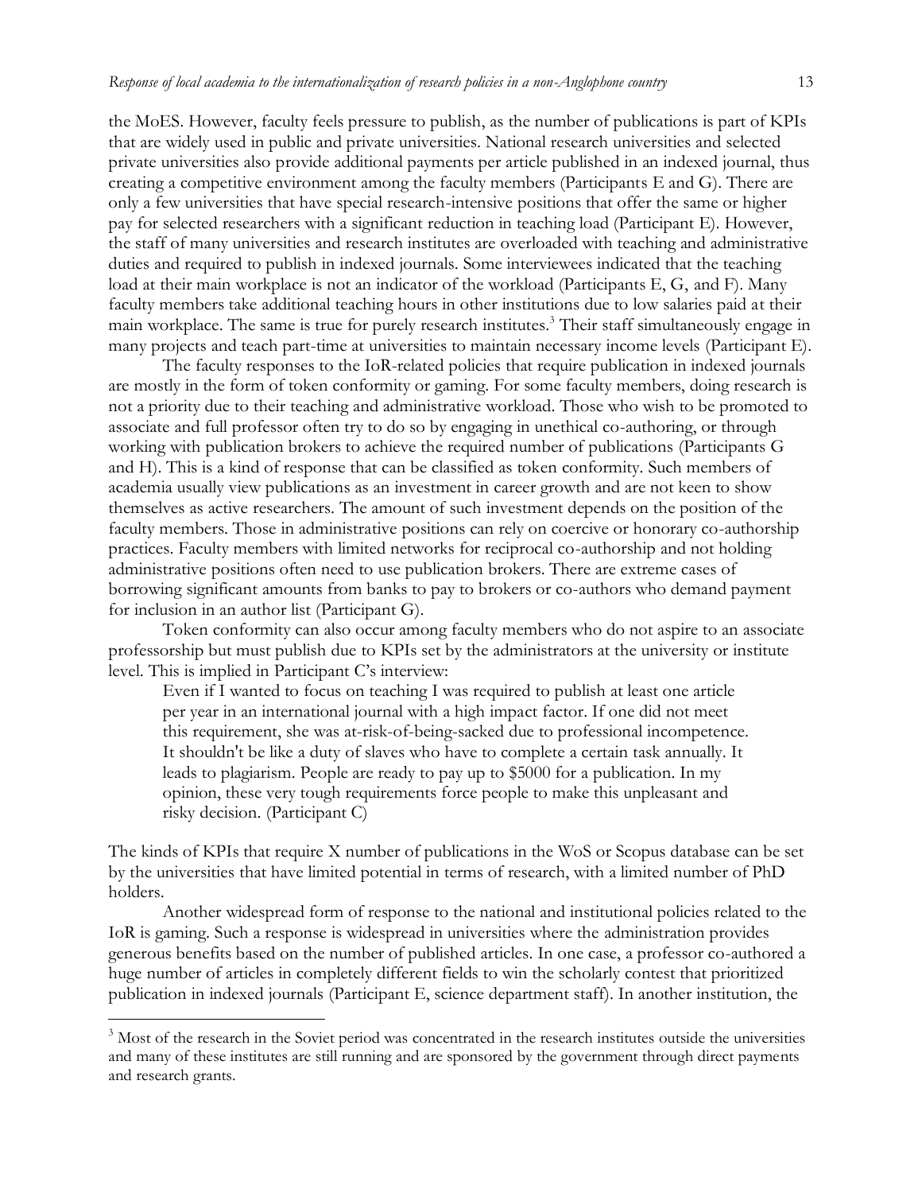the MoES. However, faculty feels pressure to publish, as the number of publications is part of KPIs that are widely used in public and private universities. National research universities and selected private universities also provide additional payments per article published in an indexed journal, thus creating a competitive environment among the faculty members (Participants E and G). There are only a few universities that have special research-intensive positions that offer the same or higher pay for selected researchers with a significant reduction in teaching load (Participant E). However, the staff of many universities and research institutes are overloaded with teaching and administrative duties and required to publish in indexed journals. Some interviewees indicated that the teaching load at their main workplace is not an indicator of the workload (Participants E, G, and F). Many faculty members take additional teaching hours in other institutions due to low salaries paid at their main workplace. The same is true for purely research institutes.[3] Their staff simultaneously engage in many projects and teach part-time at universities to maintain necessary income levels (Participant E).

The faculty responses to the IoR-related policies that require publication in indexed journals are mostly in the form of token conformity or gaming. For some faculty members, doing research is not a priority due to their teaching and administrative workload. Those who wish to be promoted to associate and full professor often try to do so by engaging in unethical co-authoring, or through working with publication brokers to achieve the required number of publications (Participants G and H). This is a kind of response that can be classified as token conformity. Such members of academia usually view publications as an investment in career growth and are not keen to show themselves as active researchers. The amount of such investment depends on the position of the faculty members. Those in administrative positions can rely on coercive or honorary co-authorship practices. Faculty members with limited networks for reciprocal co-authorship and not holding administrative positions often need to use publication brokers. There are extreme cases of borrowing significant amounts from banks to pay to brokers or co-authors who demand payment for inclusion in an author list (Participant G).

Token conformity can also occur among faculty members who do not aspire to an associate professorship but must publish due to KPIs set by the administrators at the university or institute level. This is implied in Participant C's interview:

> Even if I wanted to focus on teaching I was required to publish at least one article per year in an international journal with a high impact factor. If one did not meet this requirement, she was at-risk-of-being-sacked due to professional incompetence. It shouldn't be like a duty of slaves who have to complete a certain task annually. It leads to plagiarism. People are ready to pay up to $5000 for a publication. In my opinion, these very tough requirements force people to make this unpleasant and risky decision. (Participant C)

The kinds of KPIs that require X number of publications in the WoS or Scopus database can be set by the universities that have limited potential in terms of research, with a limited number of PhD holders.

Another widespread form of response to the national and institutional policies related to the IoR is gaming. Such a response is widespread in universities where the administration provides generous benefits based on the number of published articles. In one case, a professor co-authored a huge number of articles in completely different fields to win the scholarly contest that prioritized publication in indexed journals (Participant E, science department staff). In another institution, the

[3] Most of the research in the Soviet period was concentrated in the research institutes outside the universities and many of these institutes are still running and are sponsored by the government through direct payments and research grants.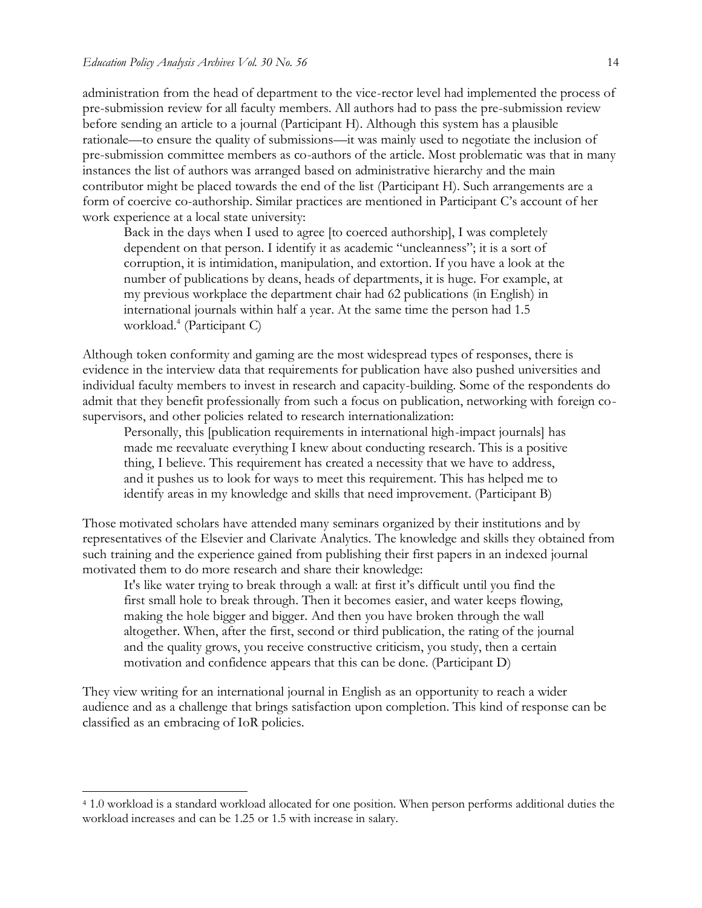administration from the head of department to the vice-rector level had implemented the process of pre-submission review for all faculty members. All authors had to pass the pre-submission review before sending an article to a journal (Participant H). Although this system has a plausible rationale—to ensure the quality of submissions—it was mainly used to negotiate the inclusion of pre-submission committee members as co-authors of the article. Most problematic was that in many instances the list of authors was arranged based on administrative hierarchy and the main contributor might be placed towards the end of the list (Participant H). Such arrangements are a form of coercive co-authorship. Similar practices are mentioned in Participant C's account of her work experience at a local state university:

> Back in the days when I used to agree [to coerced authorship], I was completely dependent on that person. I identify it as academic "uncleanness"; it is a sort of corruption, it is intimidation, manipulation, and extortion. If you have a look at the number of publications by deans, heads of departments, it is huge. For example, at my previous workplace the department chair had 62 publications (in English) in international journals within half a year. At the same time the person had 1.5 workload.[4] (Participant C)

Although token conformity and gaming are the most widespread types of responses, there is evidence in the interview data that requirements for publication have also pushed universities and individual faculty members to invest in research and capacity-building. Some of the respondents do admit that they benefit professionally from such a focus on publication, networking with foreign co-supervisors, and other policies related to research internationalization:

> Personally, this [publication requirements in international high-impact journals] has made me reevaluate everything I knew about conducting research. This is a positive thing, I believe. This requirement has created a necessity that we have to address, and it pushes us to look for ways to meet this requirement. This has helped me to identify areas in my knowledge and skills that need improvement. (Participant B)

Those motivated scholars have attended many seminars organized by their institutions and by representatives of the Elsevier and Clarivate Analytics. The knowledge and skills they obtained from such training and the experience gained from publishing their first papers in an indexed journal motivated them to do more research and share their knowledge:

> It's like water trying to break through a wall: at first it's difficult until you find the first small hole to break through. Then it becomes easier, and water keeps flowing, making the hole bigger and bigger. And then you have broken through the wall altogether. When, after the first, second or third publication, the rating of the journal and the quality grows, you receive constructive criticism, you study, then a certain motivation and confidence appears that this can be done. (Participant D)

They view writing for an international journal in English as an opportunity to reach a wider audience and as a challenge that brings satisfaction upon completion. This kind of response can be classified as an embracing of IoR policies.

---

[4] 1.0 workload is a standard workload allocated for one position. When person performs additional duties the workload increases and can be 1.25 or 1.5 with increase in salary.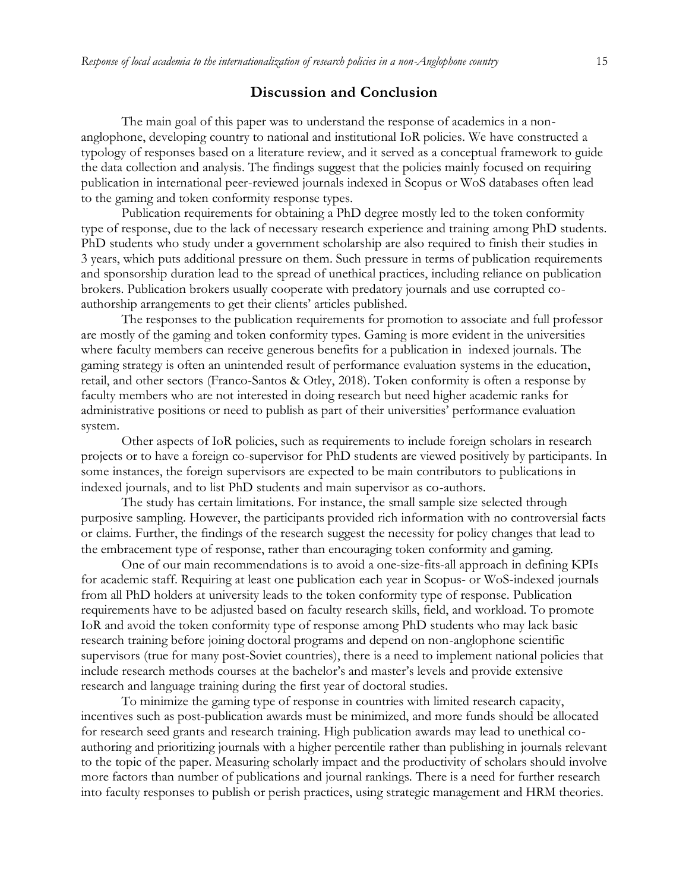## Discussion and Conclusion

The main goal of this paper was to understand the response of academics in a non-anglophone, developing country to national and institutional IoR policies. We have constructed a typology of responses based on a literature review, and it served as a conceptual framework to guide the data collection and analysis. The findings suggest that the policies mainly focused on requiring publication in international peer-reviewed journals indexed in Scopus or WoS databases often lead to the gaming and token conformity response types.

Publication requirements for obtaining a PhD degree mostly led to the token conformity type of response, due to the lack of necessary research experience and training among PhD students. PhD students who study under a government scholarship are also required to finish their studies in 3 years, which puts additional pressure on them. Such pressure in terms of publication requirements and sponsorship duration lead to the spread of unethical practices, including reliance on publication brokers. Publication brokers usually cooperate with predatory journals and use corrupted co-authorship arrangements to get their clients' articles published.

The responses to the publication requirements for promotion to associate and full professor are mostly of the gaming and token conformity types. Gaming is more evident in the universities where faculty members can receive generous benefits for a publication in indexed journals. The gaming strategy is often an unintended result of performance evaluation systems in the education, retail, and other sectors (Franco-Santos & Otley, 2018). Token conformity is often a response by faculty members who are not interested in doing research but need higher academic ranks for administrative positions or need to publish as part of their universities' performance evaluation system.

Other aspects of IoR policies, such as requirements to include foreign scholars in research projects or to have a foreign co-supervisor for PhD students are viewed positively by participants. In some instances, the foreign supervisors are expected to be main contributors to publications in indexed journals, and to list PhD students and main supervisor as co-authors.

The study has certain limitations. For instance, the small sample size selected through purposive sampling. However, the participants provided rich information with no controversial facts or claims. Further, the findings of the research suggest the necessity for policy changes that lead to the embracement type of response, rather than encouraging token conformity and gaming.

One of our main recommendations is to avoid a one-size-fits-all approach in defining KPIs for academic staff. Requiring at least one publication each year in Scopus- or WoS-indexed journals from all PhD holders at university leads to the token conformity type of response. Publication requirements have to be adjusted based on faculty research skills, field, and workload. To promote IoR and avoid the token conformity type of response among PhD students who may lack basic research training before joining doctoral programs and depend on non-anglophone scientific supervisors (true for many post-Soviet countries), there is a need to implement national policies that include research methods courses at the bachelor's and master's levels and provide extensive research and language training during the first year of doctoral studies.

To minimize the gaming type of response in countries with limited research capacity, incentives such as post-publication awards must be minimized, and more funds should be allocated for research seed grants and research training. High publication awards may lead to unethical co-authoring and prioritizing journals with a higher percentile rather than publishing in journals relevant to the topic of the paper. Measuring scholarly impact and the productivity of scholars should involve more factors than number of publications and journal rankings. There is a need for further research into faculty responses to publish or perish practices, using strategic management and HRM theories.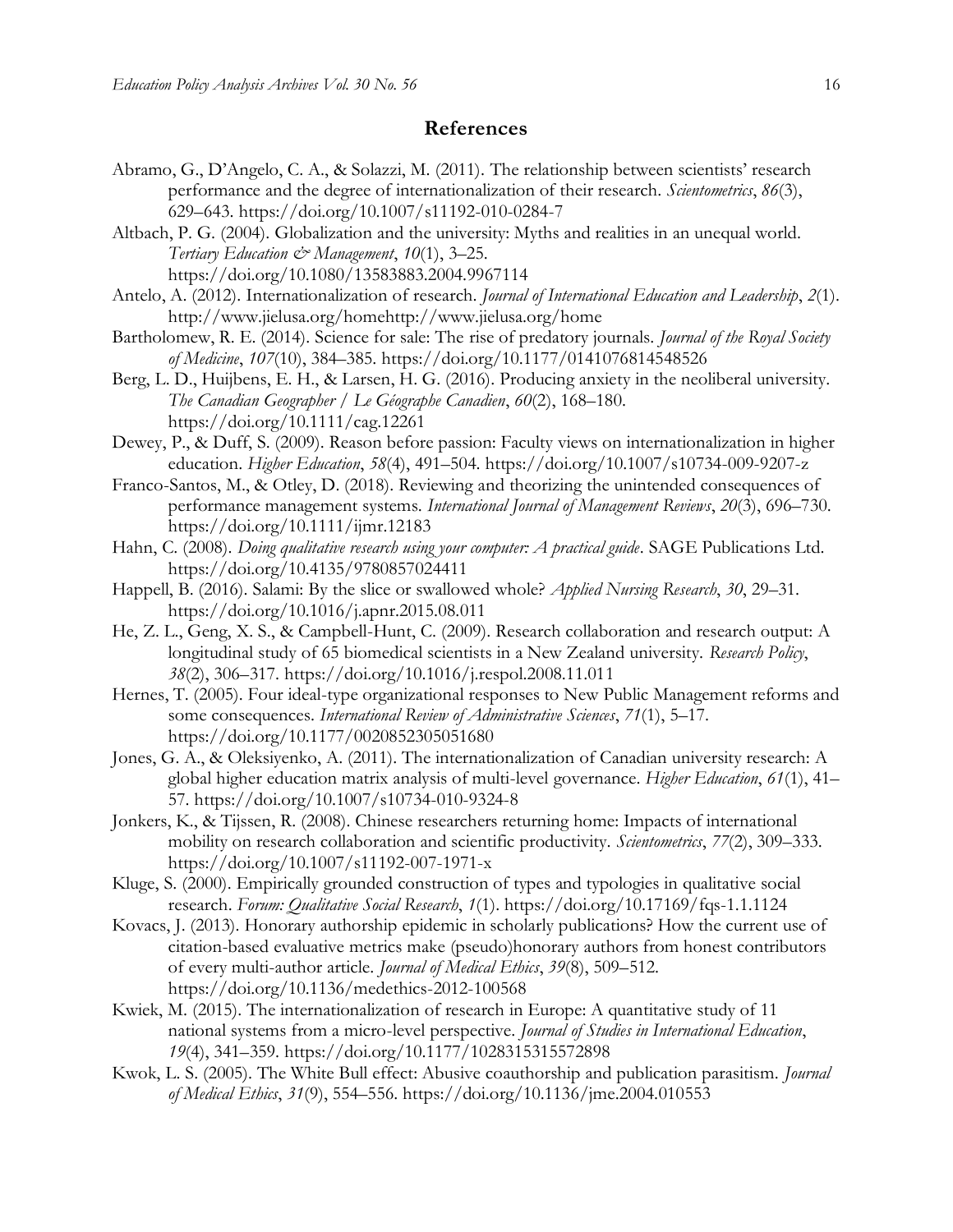## References

Abramo, G., D'Angelo, C. A., & Solazzi, M. (2011). The relationship between scientists' research performance and the degree of internationalization of their research. *Scientometrics*, *86*(3), 629–643. https://doi.org/10.1007/s11192-010-0284-7

Altbach, P. G. (2004). Globalization and the university: Myths and realities in an unequal world. *Tertiary Education & Management*, *10*(1), 3–25. https://doi.org/10.1080/13583883.2004.9967114

Antelo, A. (2012). Internationalization of research. *Journal of International Education and Leadership*, *2*(1). http://www.jielusa.org/homehttp://www.jielusa.org/home

Bartholomew, R. E. (2014). Science for sale: The rise of predatory journals. *Journal of the Royal Society of Medicine*, *107*(10), 384–385. https://doi.org/10.1177/0141076814548526

Berg, L. D., Huijbens, E. H., & Larsen, H. G. (2016). Producing anxiety in the neoliberal university. *The Canadian Geographer / Le Géographe Canadien*, *60*(2), 168–180. https://doi.org/10.1111/cag.12261

Dewey, P., & Duff, S. (2009). Reason before passion: Faculty views on internationalization in higher education. *Higher Education*, *58*(4), 491–504. https://doi.org/10.1007/s10734-009-9207-z

Franco-Santos, M., & Otley, D. (2018). Reviewing and theorizing the unintended consequences of performance management systems. *International Journal of Management Reviews*, *20*(3), 696–730. https://doi.org/10.1111/ijmr.12183

Hahn, C. (2008). *Doing qualitative research using your computer: A practical guide*. SAGE Publications Ltd. https://doi.org/10.4135/9780857024411

Happell, B. (2016). Salami: By the slice or swallowed whole? *Applied Nursing Research*, *30*, 29–31. https://doi.org/10.1016/j.apnr.2015.08.011

He, Z. L., Geng, X. S., & Campbell-Hunt, C. (2009). Research collaboration and research output: A longitudinal study of 65 biomedical scientists in a New Zealand university. *Research Policy*, *38*(2), 306–317. https://doi.org/10.1016/j.respol.2008.11.011

Hernes, T. (2005). Four ideal-type organizational responses to New Public Management reforms and some consequences. *International Review of Administrative Sciences*, *71*(1), 5–17. https://doi.org/10.1177/0020852305051680

Jones, G. A., & Oleksiyenko, A. (2011). The internationalization of Canadian university research: A global higher education matrix analysis of multi-level governance. *Higher Education*, *61*(1), 41–57. https://doi.org/10.1007/s10734-010-9324-8

Jonkers, K., & Tijssen, R. (2008). Chinese researchers returning home: Impacts of international mobility on research collaboration and scientific productivity. *Scientometrics*, *77*(2), 309–333. https://doi.org/10.1007/s11192-007-1971-x

Kluge, S. (2000). Empirically grounded construction of types and typologies in qualitative social research. *Forum: Qualitative Social Research*, *1*(1). https://doi.org/10.17169/fqs-1.1.1124

Kovacs, J. (2013). Honorary authorship epidemic in scholarly publications? How the current use of citation-based evaluative metrics make (pseudo)honorary authors from honest contributors of every multi-author article. *Journal of Medical Ethics*, *39*(8), 509–512. https://doi.org/10.1136/medethics-2012-100568

Kwiek, M. (2015). The internationalization of research in Europe: A quantitative study of 11 national systems from a micro-level perspective. *Journal of Studies in International Education*, *19*(4), 341–359. https://doi.org/10.1177/1028315315572898

Kwok, L. S. (2005). The White Bull effect: Abusive coauthorship and publication parasitism. *Journal of Medical Ethics*, *31*(9), 554–556. https://doi.org/10.1136/jme.2004.010553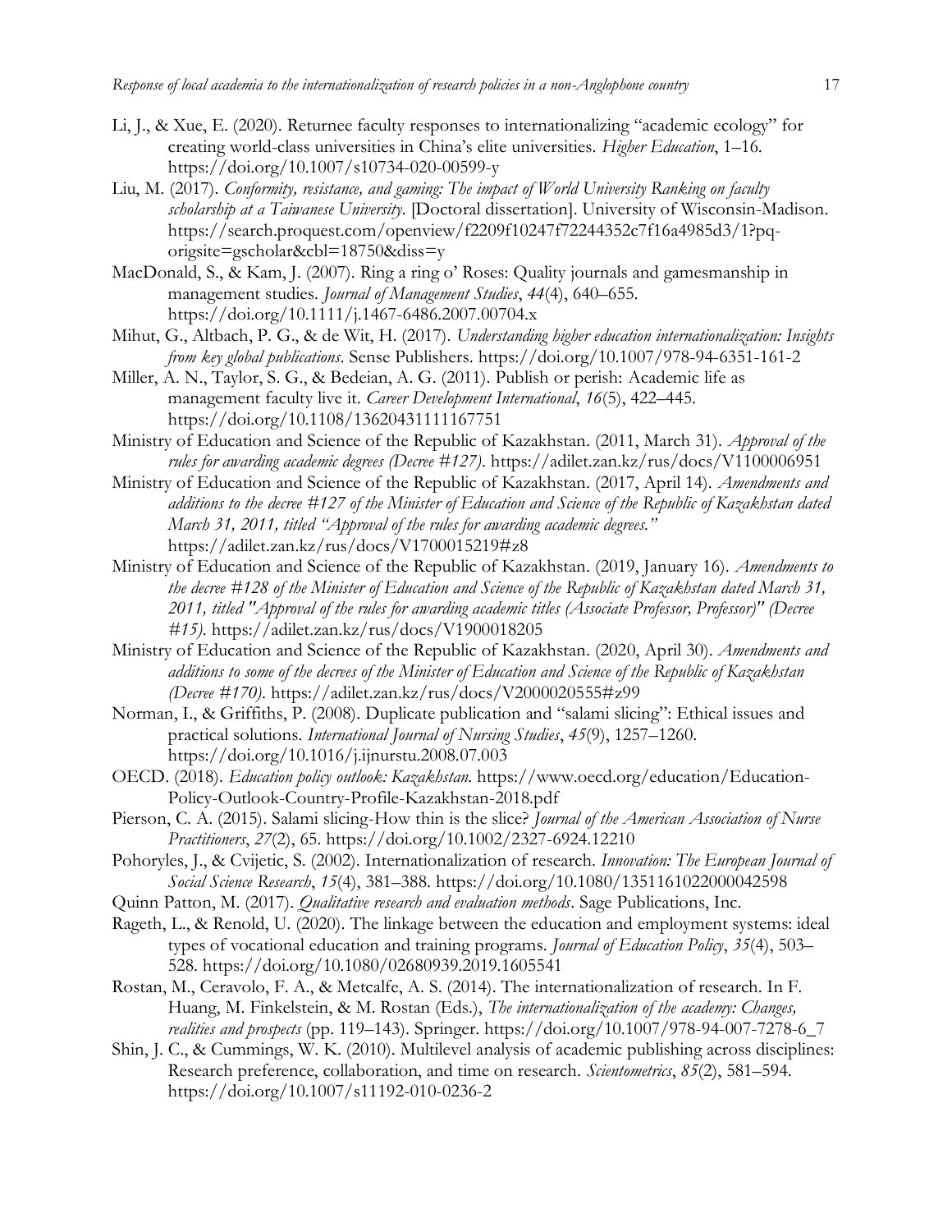Li, J., & Xue, E. (2020). Returnee faculty responses to internationalizing "academic ecology" for creating world-class universities in China's elite universities. *Higher Education*, 1–16. https://doi.org/10.1007/s10734-020-00599-y

Liu, M. (2017). *Conformity, resistance, and gaming: The impact of World University Ranking on faculty scholarship at a Taiwanese University*. [Doctoral dissertation]. University of Wisconsin-Madison. https://search.proquest.com/openview/f2209f10247f72244352c7f16a4985d3/1?pq-origsite=gscholar&cbl=18750&diss=y

MacDonald, S., & Kam, J. (2007). Ring a ring o' Roses: Quality journals and gamesmanship in management studies. *Journal of Management Studies*, *44*(4), 640–655. https://doi.org/10.1111/j.1467-6486.2007.00704.x

Mihut, G., Altbach, P. G., & de Wit, H. (2017). *Understanding higher education internationalization: Insights from key global publications*. Sense Publishers. https://doi.org/10.1007/978-94-6351-161-2

Miller, A. N., Taylor, S. G., & Bedeian, A. G. (2011). Publish or perish: Academic life as management faculty live it. *Career Development International*, *16*(5), 422–445. https://doi.org/10.1108/13620431111167751

Ministry of Education and Science of the Republic of Kazakhstan. (2011, March 31). *Approval of the rules for awarding academic degrees (Decree #127)*. https://adilet.zan.kz/rus/docs/V1100006951

Ministry of Education and Science of the Republic of Kazakhstan. (2017, April 14). *Amendments and additions to the decree #127 of the Minister of Education and Science of the Republic of Kazakhstan dated March 31, 2011, titled "Approval of the rules for awarding academic degrees."* https://adilet.zan.kz/rus/docs/V1700015219#z8

Ministry of Education and Science of the Republic of Kazakhstan. (2019, January 16). *Amendments to the decree #128 of the Minister of Education and Science of the Republic of Kazakhstan dated March 31, 2011, titled "Approval of the rules for awarding academic titles (Associate Professor, Professor)" (Decree #15)*. https://adilet.zan.kz/rus/docs/V1900018205

Ministry of Education and Science of the Republic of Kazakhstan. (2020, April 30). *Amendments and additions to some of the decrees of the Minister of Education and Science of the Republic of Kazakhstan (Decree #170)*. https://adilet.zan.kz/rus/docs/V2000020555#z99

Norman, I., & Griffiths, P. (2008). Duplicate publication and "salami slicing": Ethical issues and practical solutions. *International Journal of Nursing Studies*, *45*(9), 1257–1260. https://doi.org/10.1016/j.ijnurstu.2008.07.003

OECD. (2018). *Education policy outlook: Kazakhstan*. https://www.oecd.org/education/Education-Policy-Outlook-Country-Profile-Kazakhstan-2018.pdf

Pierson, C. A. (2015). Salami slicing-How thin is the slice? *Journal of the American Association of Nurse Practitioners*, *27*(2), 65. https://doi.org/10.1002/2327-6924.12210

Pohoryles, J., & Cvijetic, S. (2002). Internationalization of research. *Innovation: The European Journal of Social Science Research*, *15*(4), 381–388. https://doi.org/10.1080/1351161022000042598

Quinn Patton, M. (2017). *Qualitative research and evaluation methods*. Sage Publications, Inc.

Rageth, L., & Renold, U. (2020). The linkage between the education and employment systems: ideal types of vocational education and training programs. *Journal of Education Policy*, *35*(4), 503–528. https://doi.org/10.1080/02680939.2019.1605541

Rostan, M., Ceravolo, F. A., & Metcalfe, A. S. (2014). The internationalization of research. In F. Huang, M. Finkelstein, & M. Rostan (Eds.), *The internationalization of the academy: Changes, realities and prospects* (pp. 119–143). Springer. https://doi.org/10.1007/978-94-007-7278-6_7

Shin, J. C., & Cummings, W. K. (2010). Multilevel analysis of academic publishing across disciplines: Research preference, collaboration, and time on research. *Scientometrics*, *85*(2), 581–594. https://doi.org/10.1007/s11192-010-0236-2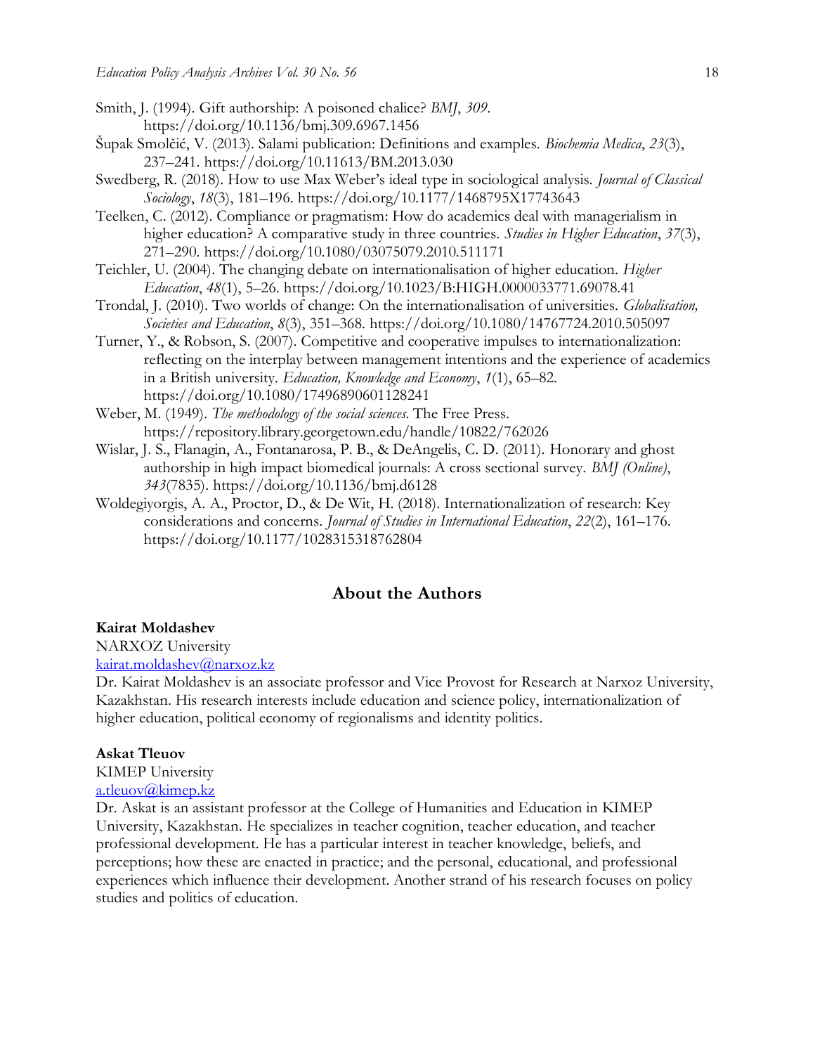Smith, J. (1994). Gift authorship: A poisoned chalice? *BMJ*, *309*. https://doi.org/10.1136/bmj.309.6967.1456

Šupak Smolčić, V. (2013). Salami publication: Definitions and examples. *Biochemia Medica*, *23*(3), 237–241. https://doi.org/10.11613/BM.2013.030

Swedberg, R. (2018). How to use Max Weber's ideal type in sociological analysis. *Journal of Classical Sociology*, *18*(3), 181–196. https://doi.org/10.1177/1468795X17743643

Teelken, C. (2012). Compliance or pragmatism: How do academics deal with managerialism in higher education? A comparative study in three countries. *Studies in Higher Education*, *37*(3), 271–290. https://doi.org/10.1080/03075079.2010.511171

Teichler, U. (2004). The changing debate on internationalisation of higher education. *Higher Education*, *48*(1), 5–26. https://doi.org/10.1023/B:HIGH.0000033771.69078.41

Trondal, J. (2010). Two worlds of change: On the internationalisation of universities. *Globalisation, Societies and Education*, *8*(3), 351–368. https://doi.org/10.1080/14767724.2010.505097

Turner, Y., & Robson, S. (2007). Competitive and cooperative impulses to internationalization: reflecting on the interplay between management intentions and the experience of academics in a British university. *Education, Knowledge and Economy*, *1*(1), 65–82. https://doi.org/10.1080/17496890601128241

Weber, M. (1949). *The methodology of the social sciences*. The Free Press. https://repository.library.georgetown.edu/handle/10822/762026

Wislar, J. S., Flanagin, A., Fontanarosa, P. B., & DeAngelis, C. D. (2011). Honorary and ghost authorship in high impact biomedical journals: A cross sectional survey. *BMJ (Online)*, *343*(7835). https://doi.org/10.1136/bmj.d6128

Woldegiyorgis, A. A., Proctor, D., & De Wit, H. (2018). Internationalization of research: Key considerations and concerns. *Journal of Studies in International Education*, *22*(2), 161–176. https://doi.org/10.1177/1028315318762804

## About the Authors

**Kairat Moldashev**
NARXOZ University
kairat.moldashev@narxoz.kz
Dr. Kairat Moldashev is an associate professor and Vice Provost for Research at Narxoz University, Kazakhstan. His research interests include education and science policy, internationalization of higher education, political economy of regionalisms and identity politics.

**Askat Tleuov**
KIMEP University
a.tleuov@kimep.kz
Dr. Askat is an assistant professor at the College of Humanities and Education in KIMEP University, Kazakhstan. He specializes in teacher cognition, teacher education, and teacher professional development. He has a particular interest in teacher knowledge, beliefs, and perceptions; how these are enacted in practice; and the personal, educational, and professional experiences which influence their development. Another strand of his research focuses on policy studies and politics of education.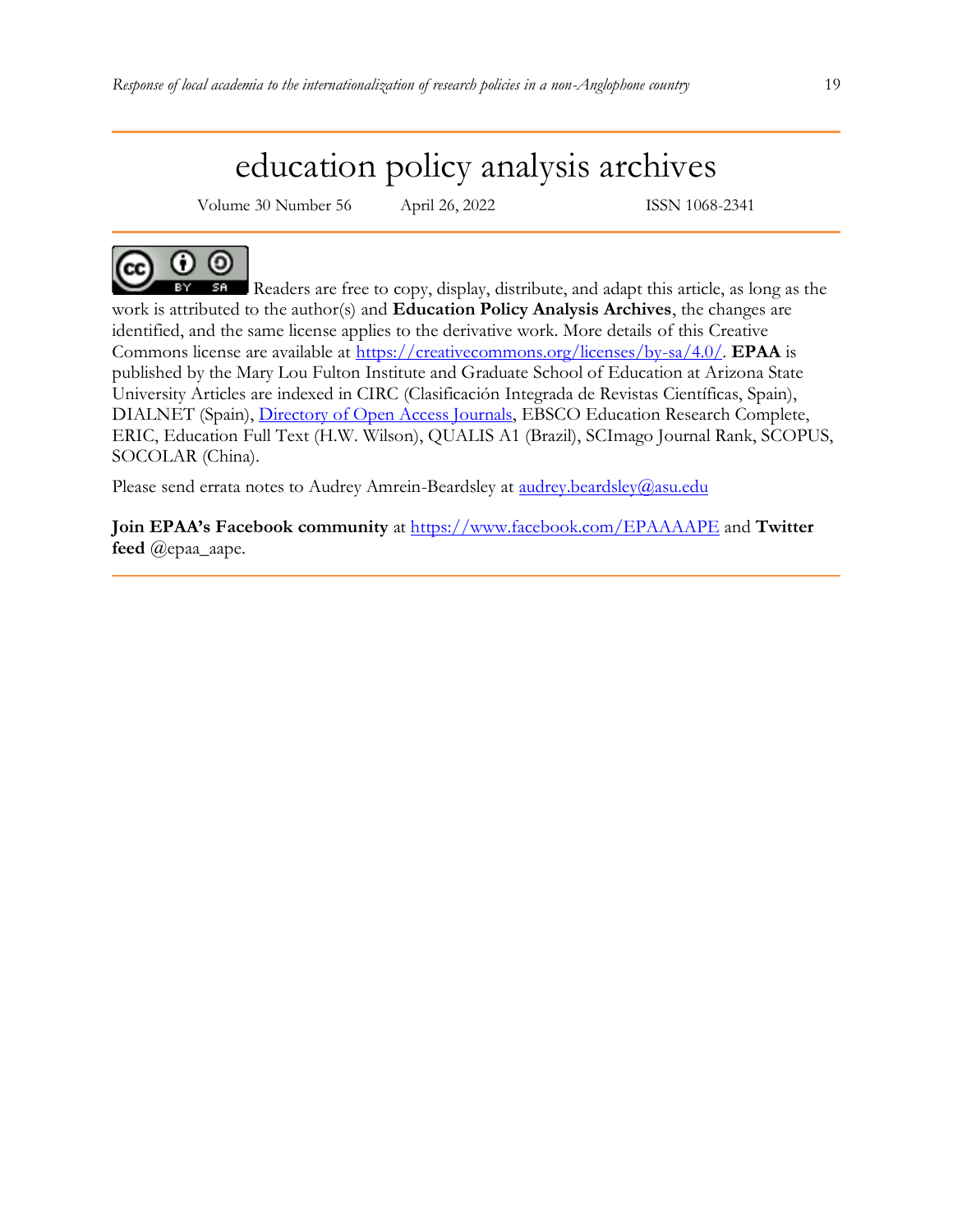# education policy analysis archives

Volume 30 Number 56 April 26, 2022 ISSN 1068-2341

Readers are free to copy, display, distribute, and adapt this article, as long as the work is attributed to the author(s) and **Education Policy Analysis Archives**, the changes are identified, and the same license applies to the derivative work. More details of this Creative Commons license are available at https://creativecommons.org/licenses/by-sa/4.0/. **EPAA** is published by the Mary Lou Fulton Institute and Graduate School of Education at Arizona State University Articles are indexed in CIRC (Clasificación Integrada de Revistas Científicas, Spain), DIALNET (Spain), Directory of Open Access Journals, EBSCO Education Research Complete, ERIC, Education Full Text (H.W. Wilson), QUALIS A1 (Brazil), SCImago Journal Rank, SCOPUS, SOCOLAR (China).

Please send errata notes to Audrey Amrein-Beardsley at audrey.beardsley@asu.edu

**Join EPAA's Facebook community** at https://www.facebook.com/EPAAAAPE and **Twitter feed** @epaa_aape.